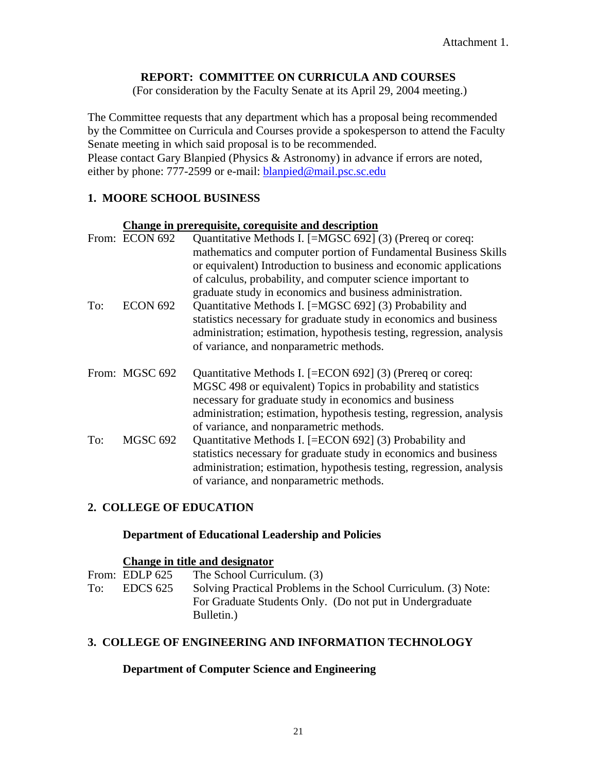Attachment 1.

## REPORT: COMMITTEE ON CURRICULA AND COURSES

(For consideration by the Faculty Senate at its April 29, 2004 meeting.)

The Committee requests that any department which has a proposal being recommended by the Committee on Curricula and Courses provide a spokesperson to attend the Faculty Senate meeting in which said proposal is to be recommended.
Please contact Gary Blanpied (Physics & Astronomy) in advance if errors are noted, either by phone: 777-2599 or e-mail: blanpied@mail.psc.sc.edu

### 1. MOORE SCHOOL BUSINESS

**Change in prerequisite, corequisite and description**

From: ECON 692 Quantitative Methods I. [=MGSC 692] (3) (Prereq or coreq: mathematics and computer portion of Fundamental Business Skills or equivalent) Introduction to business and economic applications of calculus, probability, and computer science important to graduate study in economics and business administration.

To: ECON 692 Quantitative Methods I. [=MGSC 692] (3) Probability and statistics necessary for graduate study in economics and business administration; estimation, hypothesis testing, regression, analysis of variance, and nonparametric methods.

From: MGSC 692 Quantitative Methods I. [=ECON 692] (3) (Prereq or coreq: MGSC 498 or equivalent) Topics in probability and statistics necessary for graduate study in economics and business administration; estimation, hypothesis testing, regression, analysis of variance, and nonparametric methods.

To: MGSC 692 Quantitative Methods I. [=ECON 692] (3) Probability and statistics necessary for graduate study in economics and business administration; estimation, hypothesis testing, regression, analysis of variance, and nonparametric methods.

### 2. COLLEGE OF EDUCATION

**Department of Educational Leadership and Policies**

**Change in title and designator**

From: EDLP 625 The School Curriculum. (3)

To: EDCS 625 Solving Practical Problems in the School Curriculum. (3) Note: For Graduate Students Only. (Do not put in Undergraduate Bulletin.)

### 3. COLLEGE OF ENGINEERING AND INFORMATION TECHNOLOGY

**Department of Computer Science and Engineering**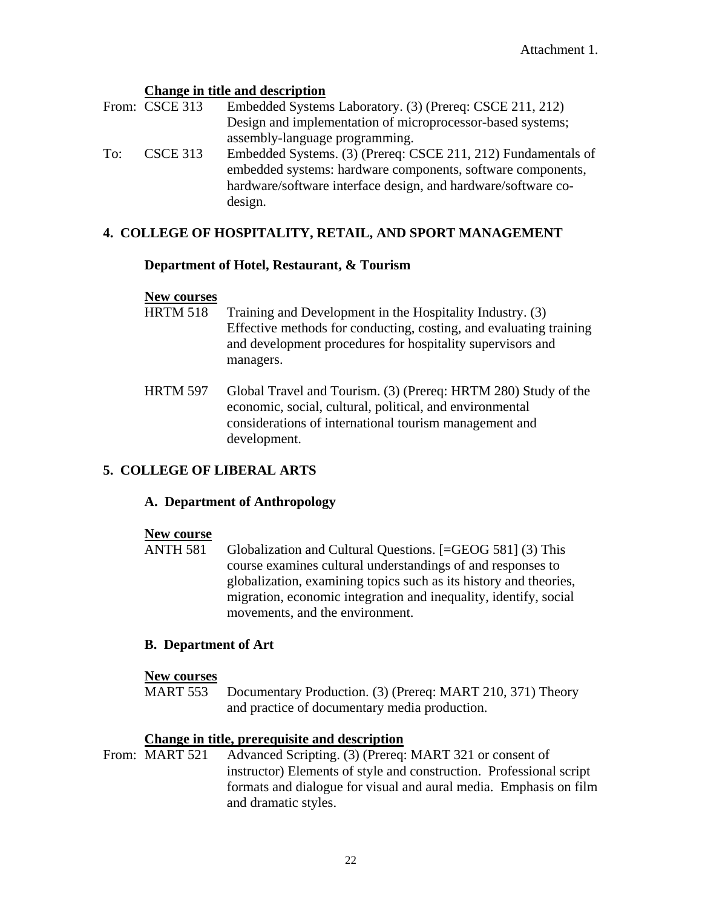Attachment 1.

**Change in title and description**

From: CSCE 313 Embedded Systems Laboratory. (3) (Prereq: CSCE 211, 212) Design and implementation of microprocessor-based systems; assembly-language programming.

To: CSCE 313 Embedded Systems. (3) (Prereq: CSCE 211, 212) Fundamentals of embedded systems: hardware components, software components, hardware/software interface design, and hardware/software co-design.

## 4. COLLEGE OF HOSPITALITY, RETAIL, AND SPORT MANAGEMENT

### Department of Hotel, Restaurant, & Tourism

**New courses**

HRTM 518 Training and Development in the Hospitality Industry. (3) Effective methods for conducting, costing, and evaluating training and development procedures for hospitality supervisors and managers.

HRTM 597 Global Travel and Tourism. (3) (Prereq: HRTM 280) Study of the economic, social, cultural, political, and environmental considerations of international tourism management and development.

## 5. COLLEGE OF LIBERAL ARTS

### A. Department of Anthropology

**New course**

ANTH 581 Globalization and Cultural Questions. [=GEOG 581] (3) This course examines cultural understandings of and responses to globalization, examining topics such as its history and theories, migration, economic integration and inequality, identify, social movements, and the environment.

### B. Department of Art

**New courses**

MART 553 Documentary Production. (3) (Prereq: MART 210, 371) Theory and practice of documentary media production.

**Change in title, prerequisite and description**

From: MART 521 Advanced Scripting. (3) (Prereq: MART 321 or consent of instructor) Elements of style and construction. Professional script formats and dialogue for visual and aural media. Emphasis on film and dramatic styles.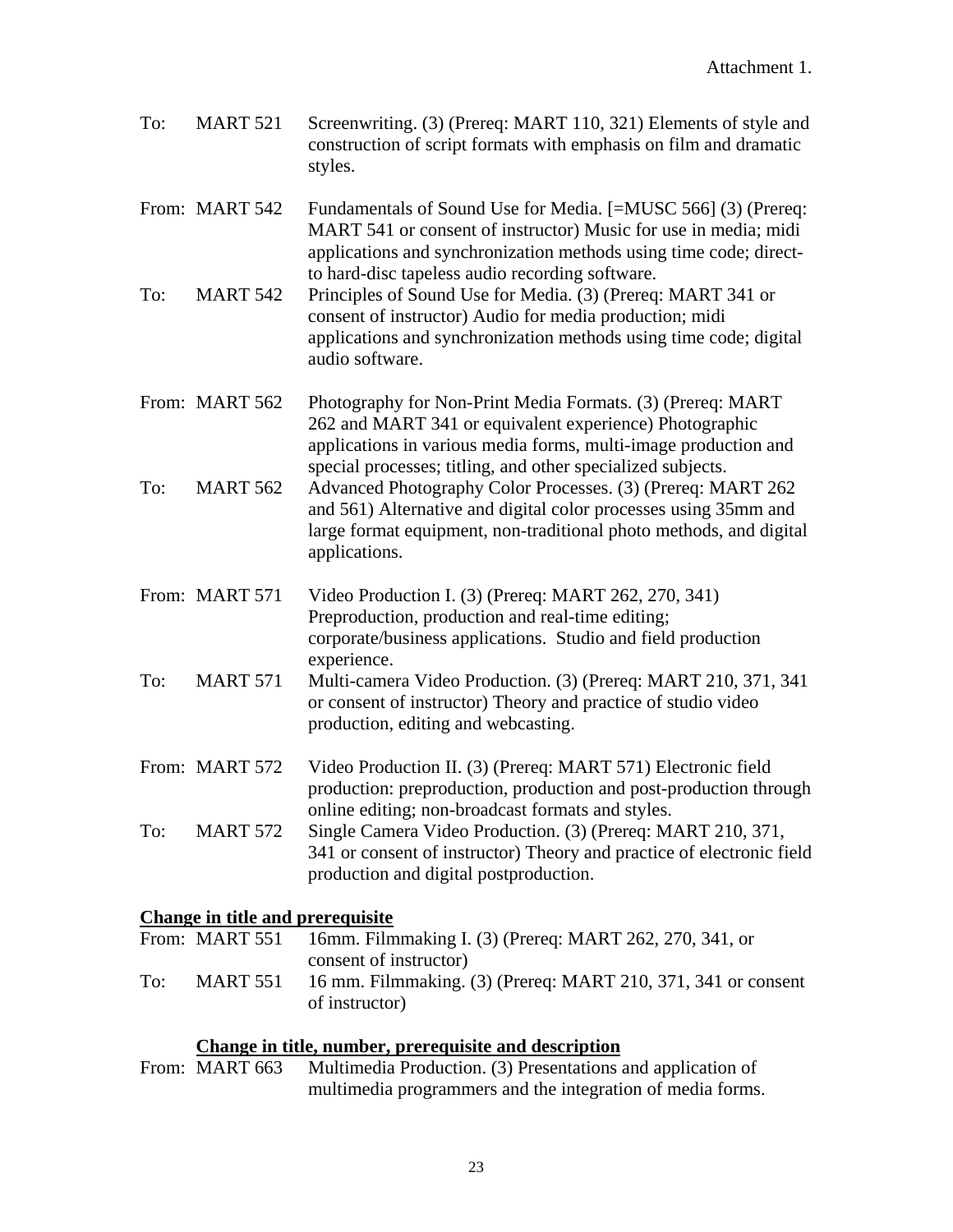Attachment 1.

To: MART 521 Screenwriting. (3) (Prereq: MART 110, 321) Elements of style and construction of script formats with emphasis on film and dramatic styles.

From: MART 542 Fundamentals of Sound Use for Media. [=MUSC 566] (3) (Prereq: MART 541 or consent of instructor) Music for use in media; midi applications and synchronization methods using time code; direct-to hard-disc tapeless audio recording software.

To: MART 542 Principles of Sound Use for Media. (3) (Prereq: MART 341 or consent of instructor) Audio for media production; midi applications and synchronization methods using time code; digital audio software.

From: MART 562 Photography for Non-Print Media Formats. (3) (Prereq: MART 262 and MART 341 or equivalent experience) Photographic applications in various media forms, multi-image production and special processes; titling, and other specialized subjects.

To: MART 562 Advanced Photography Color Processes. (3) (Prereq: MART 262 and 561) Alternative and digital color processes using 35mm and large format equipment, non-traditional photo methods, and digital applications.

From: MART 571 Video Production I. (3) (Prereq: MART 262, 270, 341) Preproduction, production and real-time editing; corporate/business applications. Studio and field production experience.

To: MART 571 Multi-camera Video Production. (3) (Prereq: MART 210, 371, 341 or consent of instructor) Theory and practice of studio video production, editing and webcasting.

From: MART 572 Video Production II. (3) (Prereq: MART 571) Electronic field production: preproduction, production and post-production through online editing; non-broadcast formats and styles.

To: MART 572 Single Camera Video Production. (3) (Prereq: MART 210, 371, 341 or consent of instructor) Theory and practice of electronic field production and digital postproduction.

**Change in title and prerequisite**

From: MART 551 16mm. Filmmaking I. (3) (Prereq: MART 262, 270, 341, or consent of instructor)

To: MART 551 16 mm. Filmmaking. (3) (Prereq: MART 210, 371, 341 or consent of instructor)

**Change in title, number, prerequisite and description**

From: MART 663 Multimedia Production. (3) Presentations and application of multimedia programmers and the integration of media forms.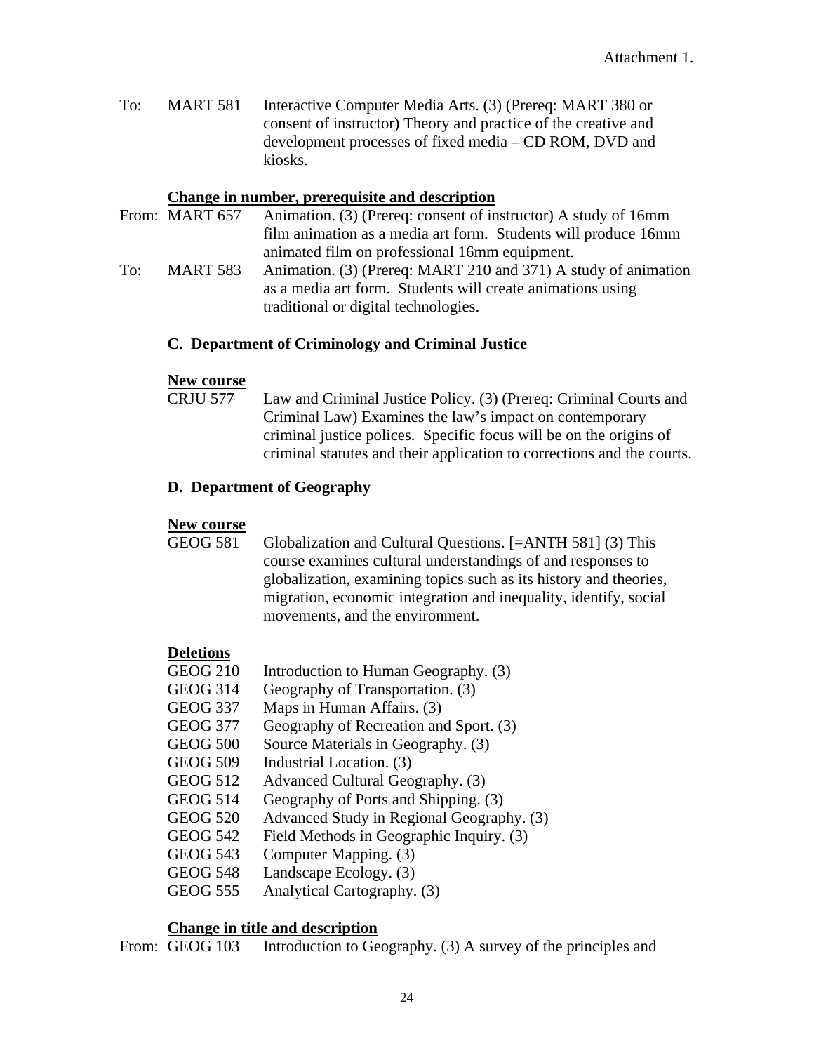Attachment 1.

To: MART 581 Interactive Computer Media Arts. (3) (Prereq: MART 380 or consent of instructor) Theory and practice of the creative and development processes of fixed media – CD ROM, DVD and kiosks.

**Change in number, prerequisite and description**

From: MART 657 Animation. (3) (Prereq: consent of instructor) A study of 16mm film animation as a media art form. Students will produce 16mm animated film on professional 16mm equipment.

To: MART 583 Animation. (3) (Prereq: MART 210 and 371) A study of animation as a media art form. Students will create animations using traditional or digital technologies.

### C. Department of Criminology and Criminal Justice

**New course**

CRJU 577 Law and Criminal Justice Policy. (3) (Prereq: Criminal Courts and Criminal Law) Examines the law's impact on contemporary criminal justice polices. Specific focus will be on the origins of criminal statutes and their application to corrections and the courts.

### D. Department of Geography

**New course**

GEOG 581 Globalization and Cultural Questions. [=ANTH 581] (3) This course examines cultural understandings of and responses to globalization, examining topics such as its history and theories, migration, economic integration and inequality, identify, social movements, and the environment.

**Deletions**

GEOG 210 Introduction to Human Geography. (3)
GEOG 314 Geography of Transportation. (3)
GEOG 337 Maps in Human Affairs. (3)
GEOG 377 Geography of Recreation and Sport. (3)
GEOG 500 Source Materials in Geography. (3)
GEOG 509 Industrial Location. (3)
GEOG 512 Advanced Cultural Geography. (3)
GEOG 514 Geography of Ports and Shipping. (3)
GEOG 520 Advanced Study in Regional Geography. (3)
GEOG 542 Field Methods in Geographic Inquiry. (3)
GEOG 543 Computer Mapping. (3)
GEOG 548 Landscape Ecology. (3)
GEOG 555 Analytical Cartography. (3)

**Change in title and description**

From: GEOG 103 Introduction to Geography. (3) A survey of the principles and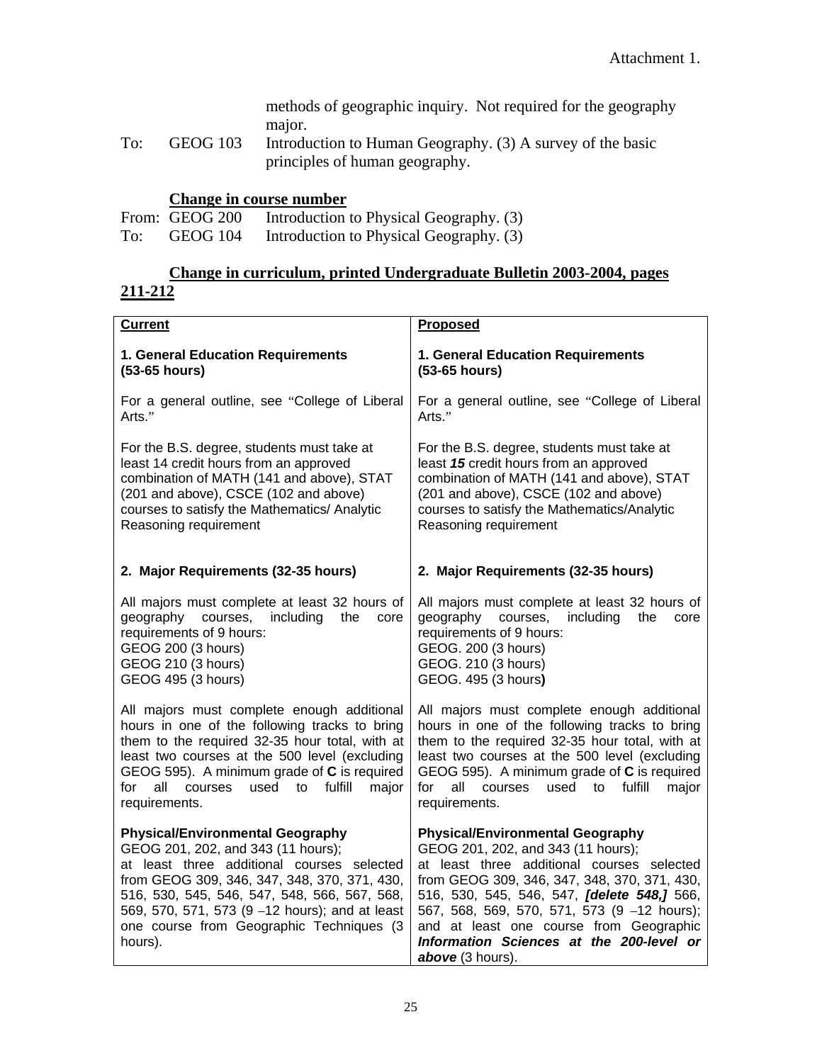Attachment 1.

methods of geographic inquiry. Not required for the geography major.

To: GEOG 103 Introduction to Human Geography. (3) A survey of the basic principles of human geography.

**Change in course number**

From: GEOG 200 Introduction to Physical Geography. (3)
To: GEOG 104 Introduction to Physical Geography. (3)

**Change in curriculum, printed Undergraduate Bulletin 2003-2004, pages 211-212**

| **Current** | **Proposed** |
|---|---|
| **1. General Education Requirements (53-65 hours)** | **1. General Education Requirements (53-65 hours)** |
| For a general outline, see "College of Liberal Arts." | For a general outline, see "College of Liberal Arts." |
| For the B.S. degree, students must take at least 14 credit hours from an approved combination of MATH (141 and above), STAT (201 and above), CSCE (102 and above) courses to satisfy the Mathematics/ Analytic Reasoning requirement | For the B.S. degree, students must take at least ***15*** credit hours from an approved combination of MATH (141 and above), STAT (201 and above), CSCE (102 and above) courses to satisfy the Mathematics/Analytic Reasoning requirement |
| **2. Major Requirements (32-35 hours)** | **2. Major Requirements (32-35 hours)** |
| All majors must complete at least 32 hours of geography courses, including the core requirements of 9 hours:<br>GEOG 200 (3 hours)<br>GEOG 210 (3 hours)<br>GEOG 495 (3 hours) | All majors must complete at least 32 hours of geography courses, including the core requirements of 9 hours:<br>GEOG. 200 (3 hours)<br>GEOG. 210 (3 hours)<br>GEOG. 495 (3 hours**)** |
| All majors must complete enough additional hours in one of the following tracks to bring them to the required 32-35 hour total, with at least two courses at the 500 level (excluding GEOG 595). A minimum grade of **C** is required for all courses used to fulfill major requirements. | All majors must complete enough additional hours in one of the following tracks to bring them to the required 32-35 hour total, with at least two courses at the 500 level (excluding GEOG 595). A minimum grade of **C** is required for all courses used to fulfill major requirements. |
| **Physical/Environmental Geography**<br>GEOG 201, 202, and 343 (11 hours);<br>at least three additional courses selected from GEOG 309, 346, 347, 348, 370, 371, 430, 516, 530, 545, 546, 547, 548, 566, 567, 568, 569, 570, 571, 573 (9 –12 hours); and at least one course from Geographic Techniques (3 hours). | **Physical/Environmental Geography**<br>GEOG 201, 202, and 343 (11 hours);<br>at least three additional courses selected from GEOG 309, 346, 347, 348, 370, 371, 430, 516, 530, 545, 546, 547, ***[delete 548,]*** 566, 567, 568, 569, 570, 571, 573 (9 –12 hours); and at least one course from Geographic ***Information Sciences at the 200-level or above*** (3 hours). |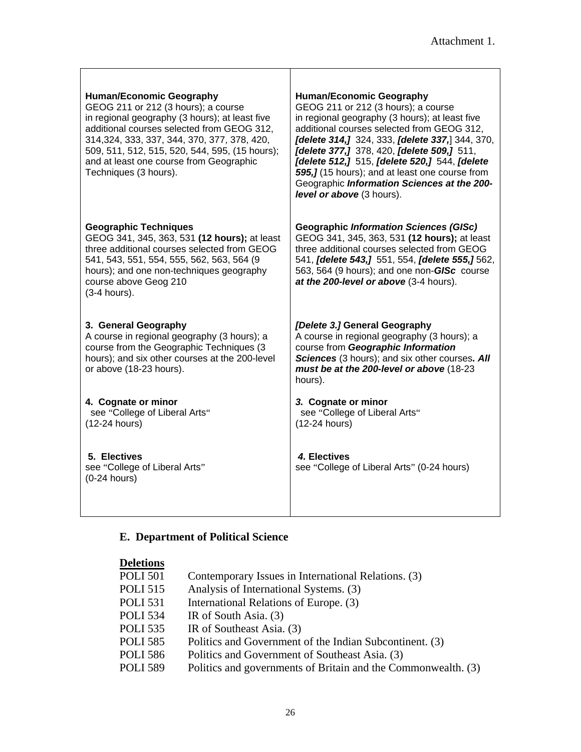Attachment 1.

| | |
|---|---|
| **Human/Economic Geography**<br>GEOG 211 or 212 (3 hours); a course in regional geography (3 hours); at least five additional courses selected from GEOG 312, 314,324, 333, 337, 344, 370, 377, 378, 420, 509, 511, 512, 515, 520, 544, 595, (15 hours); and at least one course from Geographic Techniques (3 hours). | **Human/Economic Geography**<br>GEOG 211 or 212 (3 hours); a course in regional geography (3 hours); at least five additional courses selected from GEOG 312, ***[delete 314,]*** 324, 333, ***[delete 337,***] 344, 370, ***[delete 377,]*** 378, 420, ***[delete 509,]*** 511, ***[delete 512,]*** 515, ***[delete 520,]*** 544, ***[delete 595,]*** (15 hours); and at least one course from Geographic ***Information Sciences at the 200-level or above*** (3 hours). |
| **Geographic Techniques**<br>GEOG 341, 345, 363, 531 **(12 hours);** at least three additional courses selected from GEOG 541, 543, 551, 554, 555, 562, 563, 564 (9 hours); and one non-techniques geography course above Geog 210<br>(3-4 hours). | **Geographic *Information Sciences (GISc)***<br>GEOG 341, 345, 363, 531 **(12 hours);** at least three additional courses selected from GEOG 541, ***[delete 543,]*** 551, 554, ***[delete 555,]*** 562, 563, 564 (9 hours); and one non-***GISc*** course ***at the 200-level or above*** (3-4 hours). |
| **3. General Geography**<br>A course in regional geography (3 hours); a course from the Geographic Techniques (3 hours); and six other courses at the 200-level or above (18-23 hours). | ***[Delete 3.]*** **General Geography**<br>A course in regional geography (3 hours); a course from ***Geographic Information Sciences*** (3 hours); and six other courses***. All must be at the 200-level or above*** (18-23 hours). |
| **4. Cognate or minor**<br>see "College of Liberal Arts"<br>(12-24 hours) | ***3.*** **Cognate or minor**<br>see "College of Liberal Arts"<br>(12-24 hours) |
| **5. Electives**<br>see "College of Liberal Arts"<br>(0-24 hours) | ***4.*** **Electives**<br>see "College of Liberal Arts" (0-24 hours) |

## E. Department of Political Science

**Deletions**

POLI 501 Contemporary Issues in International Relations. (3)
POLI 515 Analysis of International Systems. (3)
POLI 531 International Relations of Europe. (3)
POLI 534 IR of South Asia. (3)
POLI 535 IR of Southeast Asia. (3)
POLI 585 Politics and Government of the Indian Subcontinent. (3)
POLI 586 Politics and Government of Southeast Asia. (3)
POLI 589 Politics and governments of Britain and the Commonwealth. (3)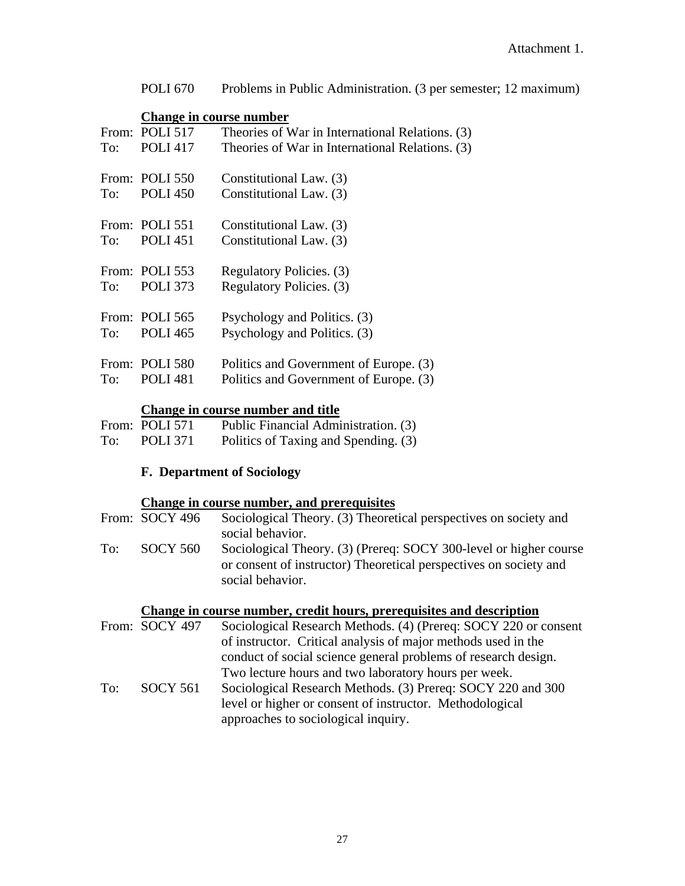POLI 670 Problems in Public Administration. (3 per semester; 12 maximum)

**Change in course number**

From: POLI 517 Theories of War in International Relations. (3)
To: POLI 417 Theories of War in International Relations. (3)

From: POLI 550 Constitutional Law. (3)
To: POLI 450 Constitutional Law. (3)

From: POLI 551 Constitutional Law. (3)
To: POLI 451 Constitutional Law. (3)

From: POLI 553 Regulatory Policies. (3)
To: POLI 373 Regulatory Policies. (3)

From: POLI 565 Psychology and Politics. (3)
To: POLI 465 Psychology and Politics. (3)

From: POLI 580 Politics and Government of Europe. (3)
To: POLI 481 Politics and Government of Europe. (3)

**Change in course number and title**

From: POLI 571 Public Financial Administration. (3)
To: POLI 371 Politics of Taxing and Spending. (3)

### F. Department of Sociology

**Change in course number, and prerequisites**

From: SOCY 496 Sociological Theory. (3) Theoretical perspectives on society and social behavior.
To: SOCY 560 Sociological Theory. (3) (Prereq: SOCY 300-level or higher course or consent of instructor) Theoretical perspectives on society and social behavior.

**Change in course number, credit hours, prerequisites and description**

From: SOCY 497 Sociological Research Methods. (4) (Prereq: SOCY 220 or consent of instructor. Critical analysis of major methods used in the conduct of social science general problems of research design. Two lecture hours and two laboratory hours per week.
To: SOCY 561 Sociological Research Methods. (3) Prereq: SOCY 220 and 300 level or higher or consent of instructor. Methodological approaches to sociological inquiry.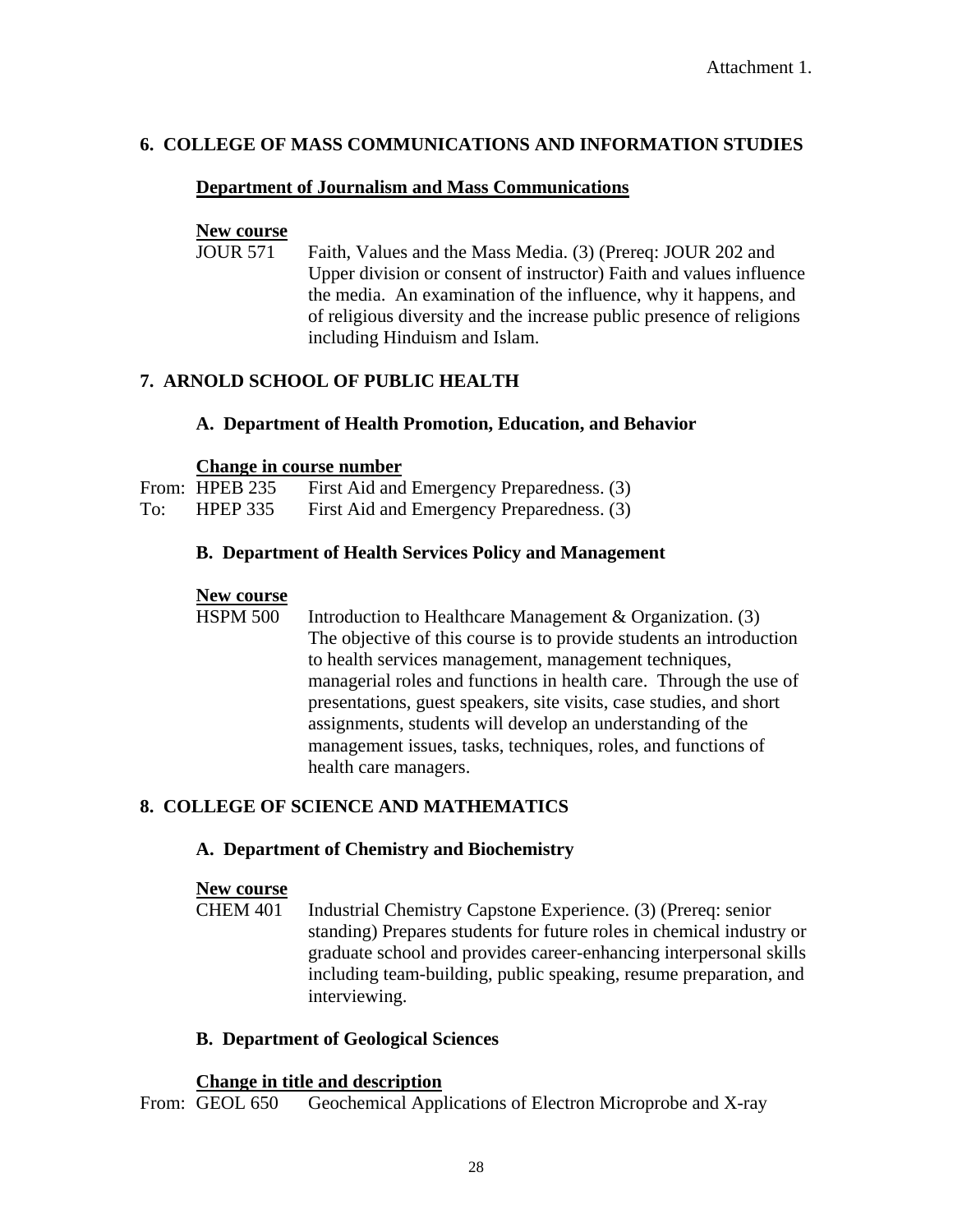Attachment 1.

## 6. COLLEGE OF MASS COMMUNICATIONS AND INFORMATION STUDIES

### Department of Journalism and Mass Communications

**New course**

JOUR 571 Faith, Values and the Mass Media. (3) (Prereq: JOUR 202 and Upper division or consent of instructor) Faith and values influence the media. An examination of the influence, why it happens, and of religious diversity and the increase public presence of religions including Hinduism and Islam.

## 7. ARNOLD SCHOOL OF PUBLIC HEALTH

### A. Department of Health Promotion, Education, and Behavior

**Change in course number**

From: HPEB 235 First Aid and Emergency Preparedness. (3)
To: HPEP 335 First Aid and Emergency Preparedness. (3)

### B. Department of Health Services Policy and Management

**New course**

HSPM 500 Introduction to Healthcare Management & Organization. (3) The objective of this course is to provide students an introduction to health services management, management techniques, managerial roles and functions in health care. Through the use of presentations, guest speakers, site visits, case studies, and short assignments, students will develop an understanding of the management issues, tasks, techniques, roles, and functions of health care managers.

## 8. COLLEGE OF SCIENCE AND MATHEMATICS

### A. Department of Chemistry and Biochemistry

**New course**

CHEM 401 Industrial Chemistry Capstone Experience. (3) (Prereq: senior standing) Prepares students for future roles in chemical industry or graduate school and provides career-enhancing interpersonal skills including team-building, public speaking, resume preparation, and interviewing.

### B. Department of Geological Sciences

**Change in title and description**

From: GEOL 650 Geochemical Applications of Electron Microprobe and X-ray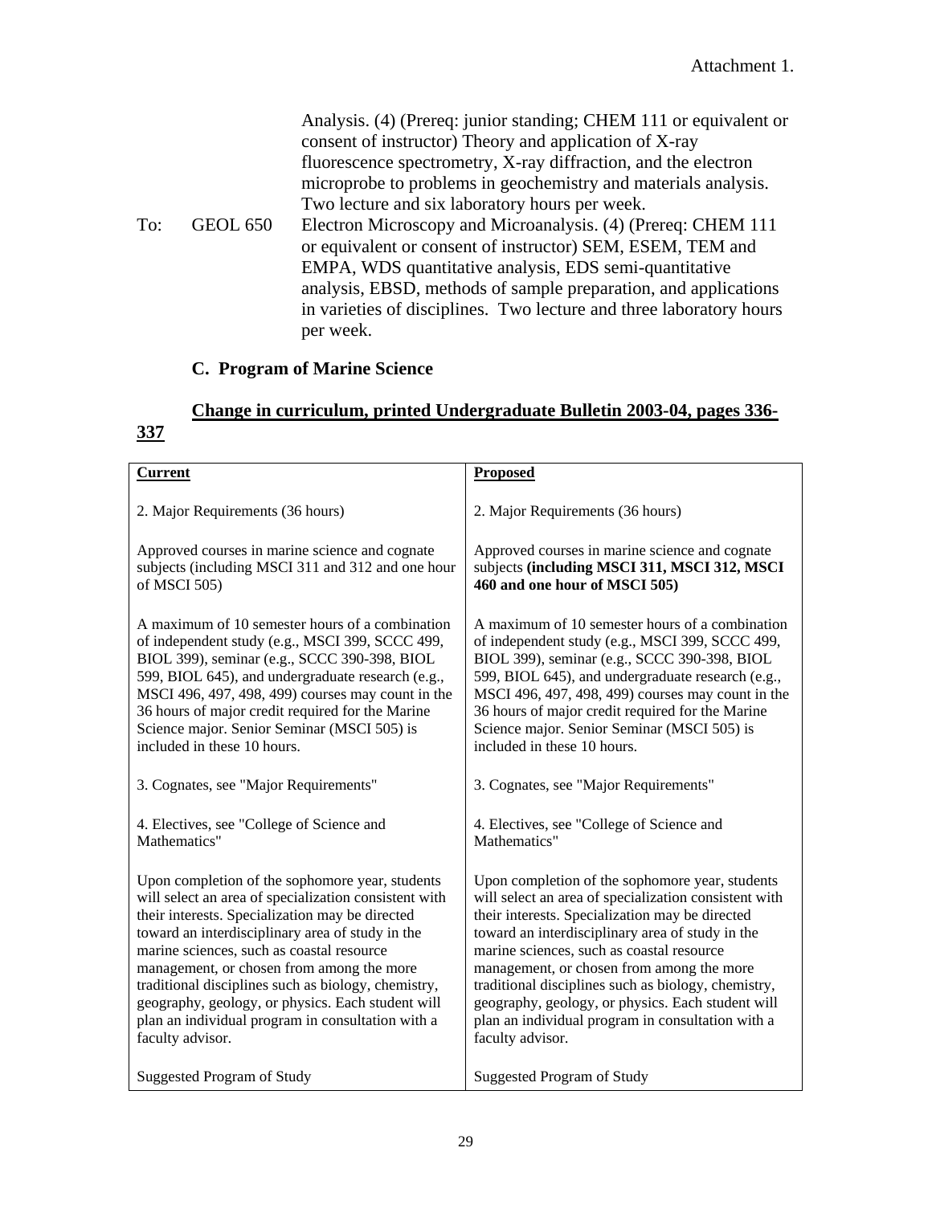Attachment 1.

Analysis. (4) (Prereq: junior standing; CHEM 111 or equivalent or consent of instructor) Theory and application of X-ray fluorescence spectrometry, X-ray diffraction, and the electron microprobe to problems in geochemistry and materials analysis. Two lecture and six laboratory hours per week.

To: GEOL 650 Electron Microscopy and Microanalysis. (4) (Prereq: CHEM 111 or equivalent or consent of instructor) SEM, ESEM, TEM and EMPA, WDS quantitative analysis, EDS semi-quantitative analysis, EBSD, methods of sample preparation, and applications in varieties of disciplines. Two lecture and three laboratory hours per week.

### C. Program of Marine Science

**Change in curriculum, printed Undergraduate Bulletin 2003-04, pages 336-337**

| **Current** | **Proposed** |
|---|---|
| 2. Major Requirements (36 hours) | 2. Major Requirements (36 hours) |
| Approved courses in marine science and cognate subjects (including MSCI 311 and 312 and one hour of MSCI 505) | Approved courses in marine science and cognate subjects **(including MSCI 311, MSCI 312, MSCI 460 and one hour of MSCI 505)** |
| A maximum of 10 semester hours of a combination of independent study (e.g., MSCI 399, SCCC 499, BIOL 399), seminar (e.g., SCCC 390-398, BIOL 599, BIOL 645), and undergraduate research (e.g., MSCI 496, 497, 498, 499) courses may count in the 36 hours of major credit required for the Marine Science major. Senior Seminar (MSCI 505) is included in these 10 hours. | A maximum of 10 semester hours of a combination of independent study (e.g., MSCI 399, SCCC 499, BIOL 399), seminar (e.g., SCCC 390-398, BIOL 599, BIOL 645), and undergraduate research (e.g., MSCI 496, 497, 498, 499) courses may count in the 36 hours of major credit required for the Marine Science major. Senior Seminar (MSCI 505) is included in these 10 hours. |
| 3. Cognates, see "Major Requirements" | 3. Cognates, see "Major Requirements" |
| 4. Electives, see "College of Science and Mathematics" | 4. Electives, see "College of Science and Mathematics" |
| Upon completion of the sophomore year, students will select an area of specialization consistent with their interests. Specialization may be directed toward an interdisciplinary area of study in the marine sciences, such as coastal resource management, or chosen from among the more traditional disciplines such as biology, chemistry, geography, geology, or physics. Each student will plan an individual program in consultation with a faculty advisor. | Upon completion of the sophomore year, students will select an area of specialization consistent with their interests. Specialization may be directed toward an interdisciplinary area of study in the marine sciences, such as coastal resource management, or chosen from among the more traditional disciplines such as biology, chemistry, geography, geology, or physics. Each student will plan an individual program in consultation with a faculty advisor. |
| Suggested Program of Study | Suggested Program of Study |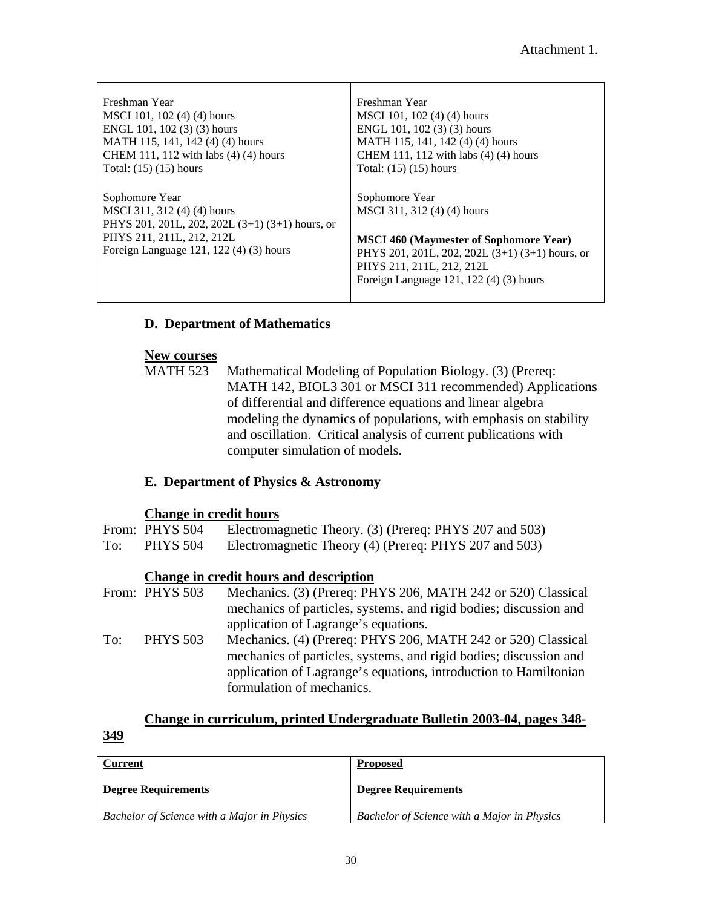Attachment 1.

| | |
|---|---|
| Freshman Year<br>MSCI 101, 102 (4) (4) hours<br>ENGL 101, 102 (3) (3) hours<br>MATH 115, 141, 142 (4) (4) hours<br>CHEM 111, 112 with labs (4) (4) hours<br>Total: (15) (15) hours | Freshman Year<br>MSCI 101, 102 (4) (4) hours<br>ENGL 101, 102 (3) (3) hours<br>MATH 115, 141, 142 (4) (4) hours<br>CHEM 111, 112 with labs (4) (4) hours<br>Total: (15) (15) hours |
| Sophomore Year<br>MSCI 311, 312 (4) (4) hours<br>PHYS 201, 201L, 202, 202L (3+1) (3+1) hours, or<br>PHYS 211, 211L, 212, 212L<br>Foreign Language 121, 122 (4) (3) hours | Sophomore Year<br>MSCI 311, 312 (4) (4) hours<br><br>**MSCI 460 (Maymester of Sophomore Year)**<br>PHYS 201, 201L, 202, 202L (3+1) (3+1) hours, or<br>PHYS 211, 211L, 212, 212L<br>Foreign Language 121, 122 (4) (3) hours |

## D. Department of Mathematics

**New courses**

MATH 523 Mathematical Modeling of Population Biology. (3) (Prereq: MATH 142, BIOL3 301 or MSCI 311 recommended) Applications of differential and difference equations and linear algebra modeling the dynamics of populations, with emphasis on stability and oscillation. Critical analysis of current publications with computer simulation of models.

## E. Department of Physics & Astronomy

**Change in credit hours**

From: PHYS 504 Electromagnetic Theory. (3) (Prereq: PHYS 207 and 503)
To: PHYS 504 Electromagnetic Theory (4) (Prereq: PHYS 207 and 503)

**Change in credit hours and description**

From: PHYS 503 Mechanics. (3) (Prereq: PHYS 206, MATH 242 or 520) Classical mechanics of particles, systems, and rigid bodies; discussion and application of Lagrange's equations.

To: PHYS 503 Mechanics. (4) (Prereq: PHYS 206, MATH 242 or 520) Classical mechanics of particles, systems, and rigid bodies; discussion and application of Lagrange's equations, introduction to Hamiltonian formulation of mechanics.

**Change in curriculum, printed Undergraduate Bulletin 2003-04, pages 348-349**

| Current | Proposed |
|---|---|
| **Degree Requirements** | **Degree Requirements** |
| *Bachelor of Science with a Major in Physics* | *Bachelor of Science with a Major in Physics* |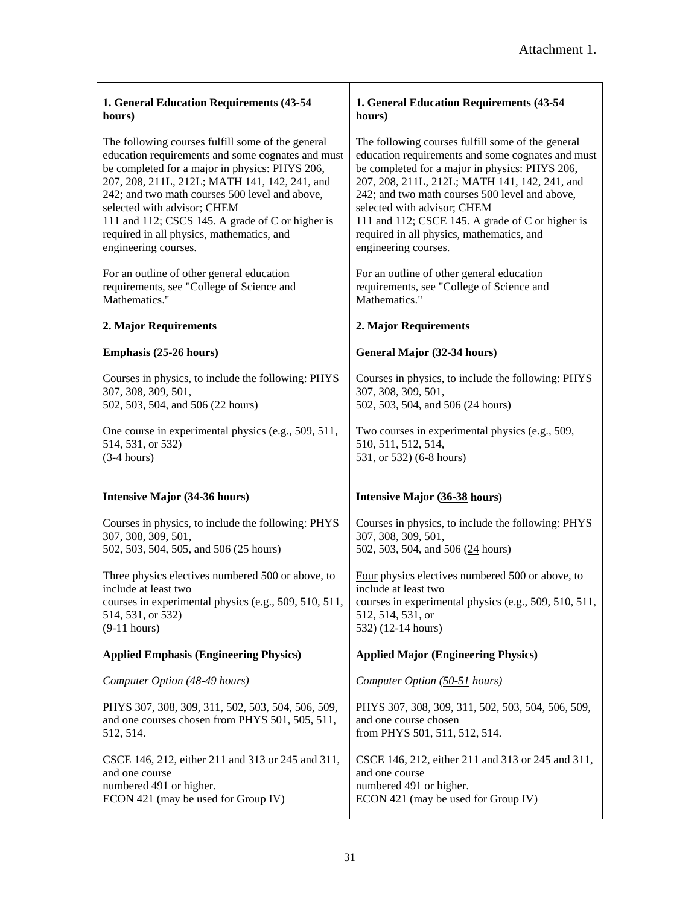Attachment 1.

| | |
|---|---|
| **1. General Education Requirements (43-54 hours)** | **1. General Education Requirements (43-54 hours)** |
| The following courses fulfill some of the general education requirements and some cognates and must be completed for a major in physics: PHYS 206, 207, 208, 211L, 212L; MATH 141, 142, 241, and 242; and two math courses 500 level and above, selected with advisor; CHEM 111 and 112; CSCS 145. A grade of C or higher is required in all physics, mathematics, and engineering courses. | The following courses fulfill some of the general education requirements and some cognates and must be completed for a major in physics: PHYS 206, 207, 208, 211L, 212L; MATH 141, 142, 241, and 242; and two math courses 500 level and above, selected with advisor; CHEM 111 and 112; CSCE 145. A grade of C or higher is required in all physics, mathematics, and engineering courses. |
| For an outline of other general education requirements, see "College of Science and Mathematics." | For an outline of other general education requirements, see "College of Science and Mathematics." |
| **2. Major Requirements** | **2. Major Requirements** |
| **Emphasis (25-26 hours)** | **<u>General Major</u> (<u>32-34</u> hours)** |
| Courses in physics, to include the following: PHYS 307, 308, 309, 501, 502, 503, 504, and 506 (22 hours) | Courses in physics, to include the following: PHYS 307, 308, 309, 501, 502, 503, 504, and 506 (24 hours) |
| One course in experimental physics (e.g., 509, 511, 514, 531, or 532) (3-4 hours) | Two courses in experimental physics (e.g., 509, 510, 511, 512, 514, 531, or 532) (6-8 hours) |
| **Intensive Major (34-36 hours)** | **Intensive Major (<u>36-38</u> hours)** |
| Courses in physics, to include the following: PHYS 307, 308, 309, 501, 502, 503, 504, 505, and 506 (25 hours) | Courses in physics, to include the following: PHYS 307, 308, 309, 501, 502, 503, 504, and 506 (<u>24</u> hours) |
| Three physics electives numbered 500 or above, to include at least two courses in experimental physics (e.g., 509, 510, 511, 514, 531, or 532) (9-11 hours) | <u>Four</u> physics electives numbered 500 or above, to include at least two courses in experimental physics (e.g., 509, 510, 511, 512, 514, 531, or 532) (<u>12-14</u> hours) |
| **Applied Emphasis (Engineering Physics)** | **Applied Major (Engineering Physics)** |
| *Computer Option (48-49 hours)* | *Computer Option (<u>50-51</u> hours)* |
| PHYS 307, 308, 309, 311, 502, 503, 504, 506, 509, and one courses chosen from PHYS 501, 505, 511, 512, 514. | PHYS 307, 308, 309, 311, 502, 503, 504, 506, 509, and one course chosen from PHYS 501, 511, 512, 514. |
| CSCE 146, 212, either 211 and 313 or 245 and 311, and one course numbered 491 or higher. ECON 421 (may be used for Group IV) | CSCE 146, 212, either 211 and 313 or 245 and 311, and one course numbered 491 or higher. ECON 421 (may be used for Group IV) |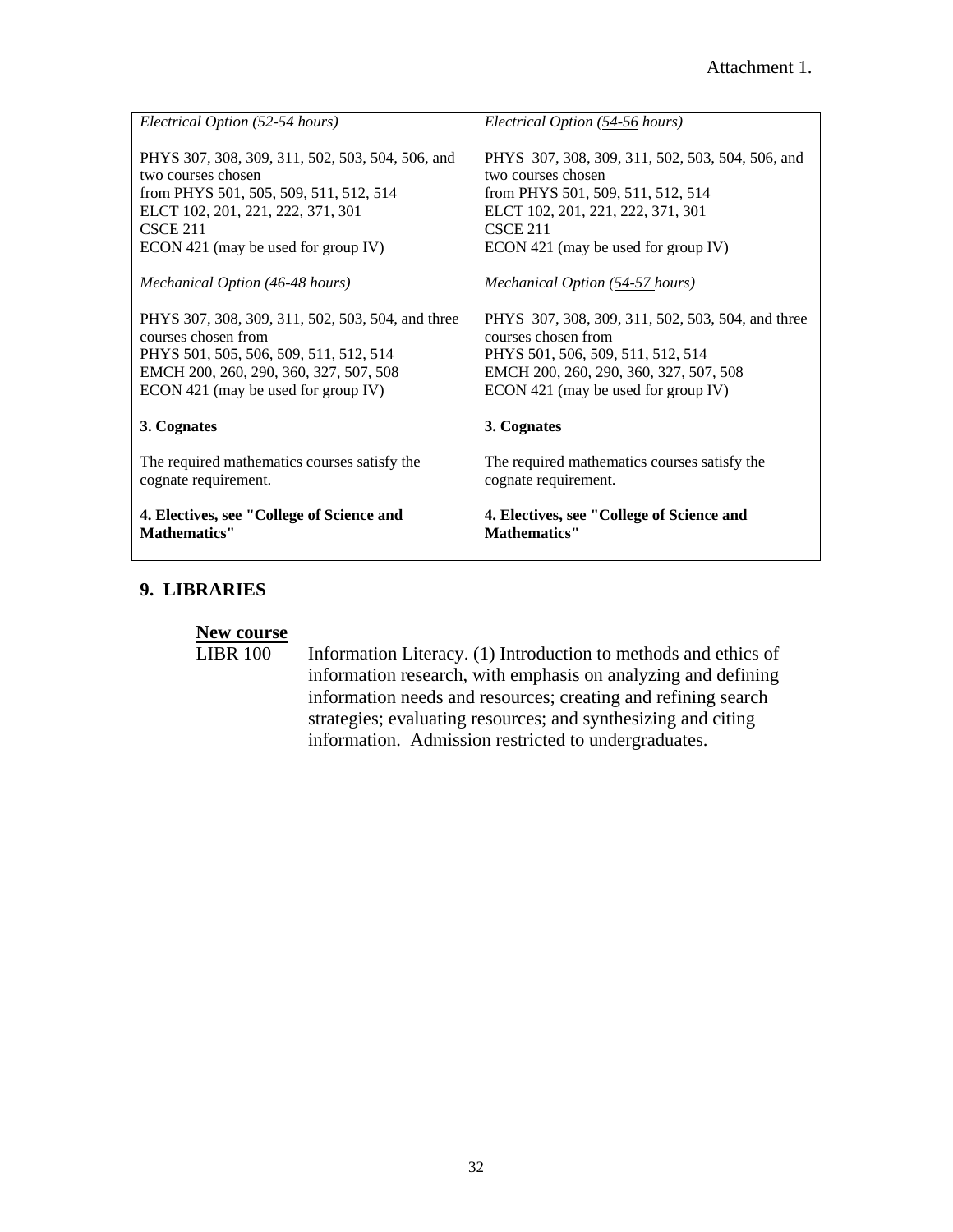Attachment 1.

| | |
|---|---|
| *Electrical Option (52-54 hours)*<br><br>PHYS 307, 308, 309, 311, 502, 503, 504, 506, and two courses chosen from PHYS 501, 505, 509, 511, 512, 514<br>ELCT 102, 201, 221, 222, 371, 301<br>CSCE 211<br>ECON 421 (may be used for group IV)<br><br>*Mechanical Option (46-48 hours)*<br><br>PHYS 307, 308, 309, 311, 502, 503, 504, and three courses chosen from<br>PHYS 501, 505, 506, 509, 511, 512, 514<br>EMCH 200, 260, 290, 360, 327, 507, 508<br>ECON 421 (may be used for group IV)<br><br>**3. Cognates**<br><br>The required mathematics courses satisfy the cognate requirement.<br><br>**4. Electives, see "College of Science and Mathematics"** | *Electrical Option (<u>54-56</u> hours)*<br><br>PHYS 307, 308, 309, 311, 502, 503, 504, 506, and two courses chosen from PHYS 501, 509, 511, 512, 514<br>ELCT 102, 201, 221, 222, 371, 301<br>CSCE 211<br>ECON 421 (may be used for group IV)<br><br>*Mechanical Option (<u>54-57</u> hours)*<br><br>PHYS 307, 308, 309, 311, 502, 503, 504, and three courses chosen from<br>PHYS 501, 506, 509, 511, 512, 514<br>EMCH 200, 260, 290, 360, 327, 507, 508<br>ECON 421 (may be used for group IV)<br><br>**3. Cognates**<br><br>The required mathematics courses satisfy the cognate requirement.<br><br>**4. Electives, see "College of Science and Mathematics"** |

## 9. LIBRARIES

**<u>New course</u>**

LIBR 100 Information Literacy. (1) Introduction to methods and ethics of information research, with emphasis on analyzing and defining information needs and resources; creating and refining search strategies; evaluating resources; and synthesizing and citing information. Admission restricted to undergraduates.